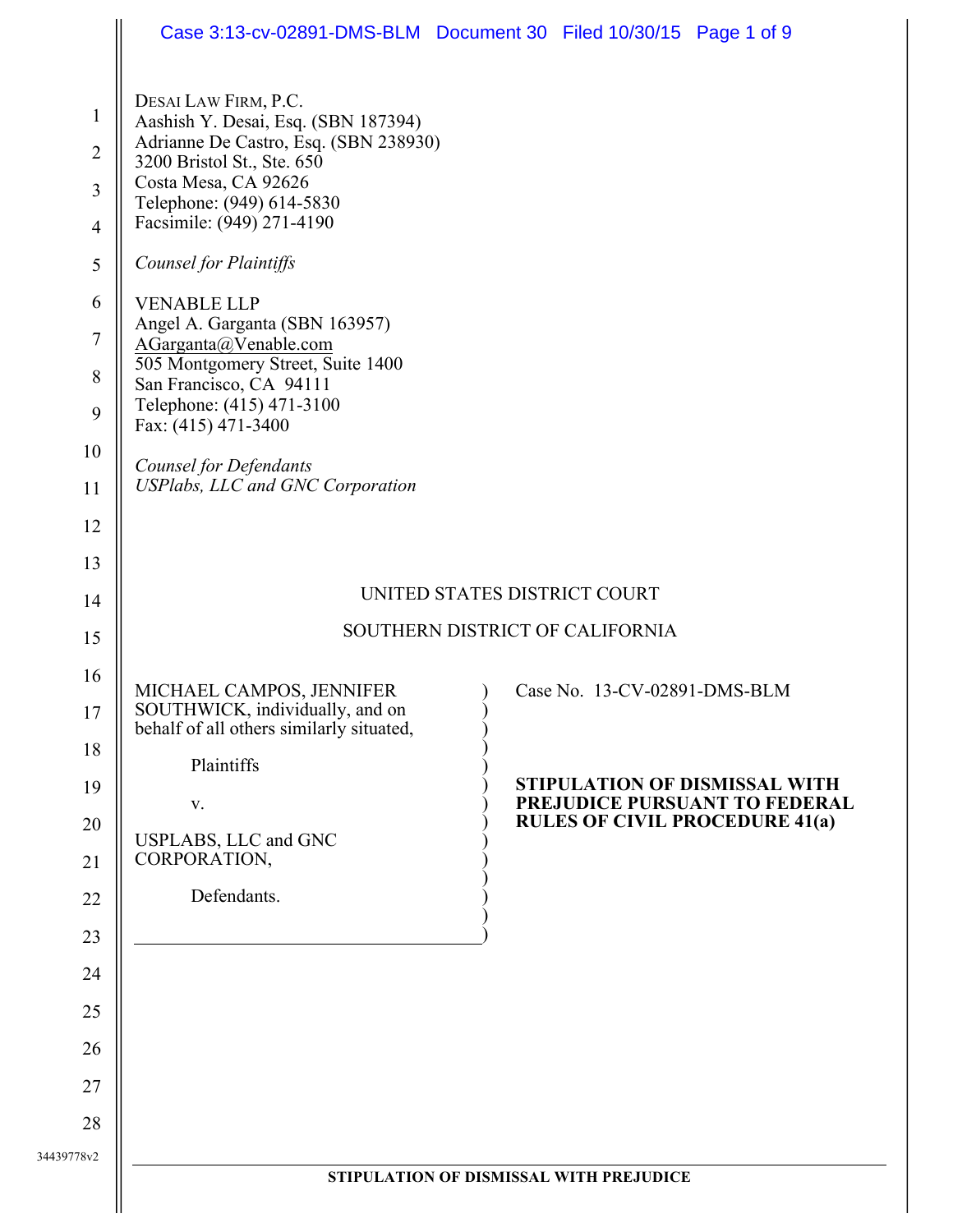DESAI LAW FIRM, P.C.
Aashish Y. Desai, Esq. (SBN 187394)
Adrianne De Castro, Esq. (SBN 238930)
3200 Bristol St., Ste. 650
Costa Mesa, CA 92626
Telephone: (949) 614-5830
Facsimile: (949) 271-4190

*Counsel for Plaintiffs*

VENABLE LLP
Angel A. Garganta (SBN 163957)
AGarganta@Venable.com
505 Montgomery Street, Suite 1400
San Francisco, CA 94111
Telephone: (415) 471-3100
Fax: (415) 471-3400

*Counsel for Defendants*
*USPlabs, LLC and GNC Corporation*

UNITED STATES DISTRICT COURT

SOUTHERN DISTRICT OF CALIFORNIA

MICHAEL CAMPOS, JENNIFER SOUTHWICK, individually, and on behalf of all others similarly situated,

Plaintiffs

v.

USPLABS, LLC and GNC CORPORATION,

Defendants.

Case No. 13-CV-02891-DMS-BLM

**STIPULATION OF DISMISSAL WITH PREJUDICE PURSUANT TO FEDERAL RULES OF CIVIL PROCEDURE 41(a)**

34439778v2

**STIPULATION OF DISMISSAL WITH PREJUDICE**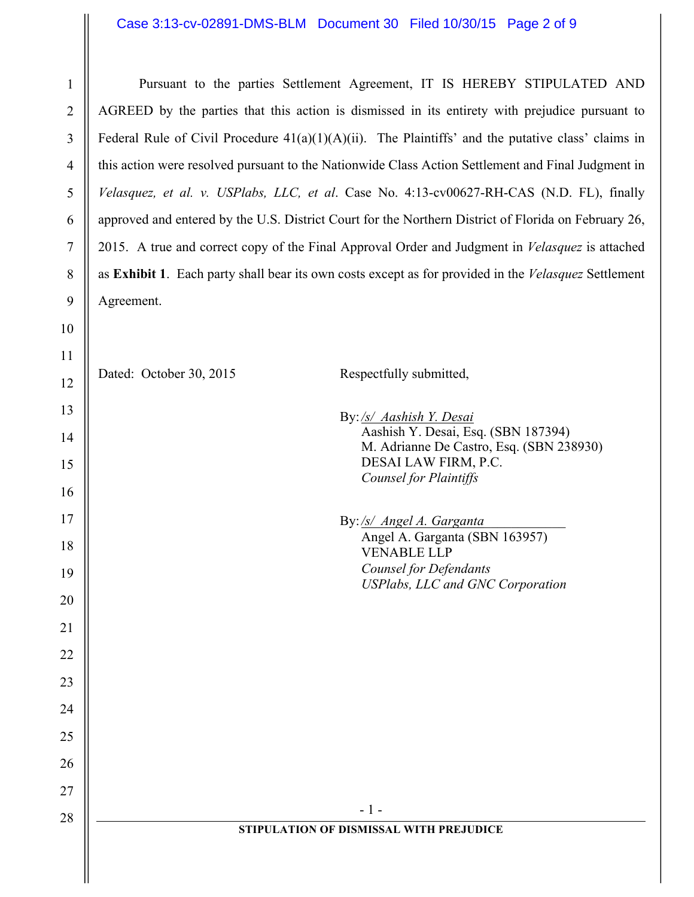Pursuant to the parties Settlement Agreement, IT IS HEREBY STIPULATED AND AGREED by the parties that this action is dismissed in its entirety with prejudice pursuant to Federal Rule of Civil Procedure 41(a)(1)(A)(ii). The Plaintiffs' and the putative class' claims in this action were resolved pursuant to the Nationwide Class Action Settlement and Final Judgment in *Velasquez, et al. v. USPlabs, LLC, et al*. Case No. 4:13-cv00627-RH-CAS (N.D. FL), finally approved and entered by the U.S. District Court for the Northern District of Florida on February 26, 2015. A true and correct copy of the Final Approval Order and Judgment in *Velasquez* is attached as **Exhibit 1**. Each party shall bear its own costs except as for provided in the *Velasquez* Settlement Agreement.

Dated: October 30, 2015

Respectfully submitted,

By: /s/ Aashish Y. Desai
Aashish Y. Desai, Esq. (SBN 187394)
M. Adrianne De Castro, Esq. (SBN 238930)
DESAI LAW FIRM, P.C.
*Counsel for Plaintiffs*

By: /s/ Angel A. Garganta
Angel A. Garganta (SBN 163957)
VENABLE LLP
*Counsel for Defendants*
*USPlabs, LLC and GNC Corporation*

STIPULATION OF DISMISSAL WITH PREJUDICE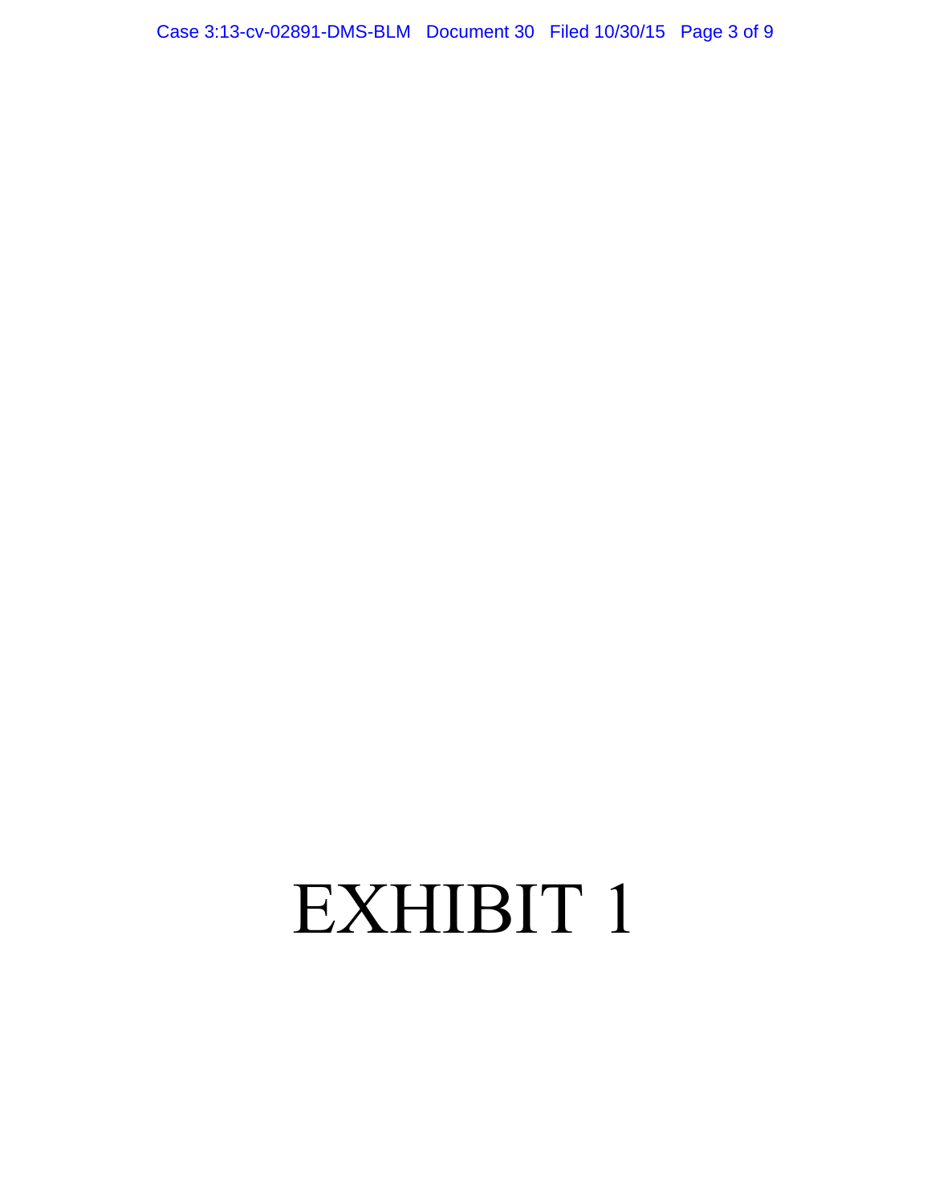# EXHIBIT 1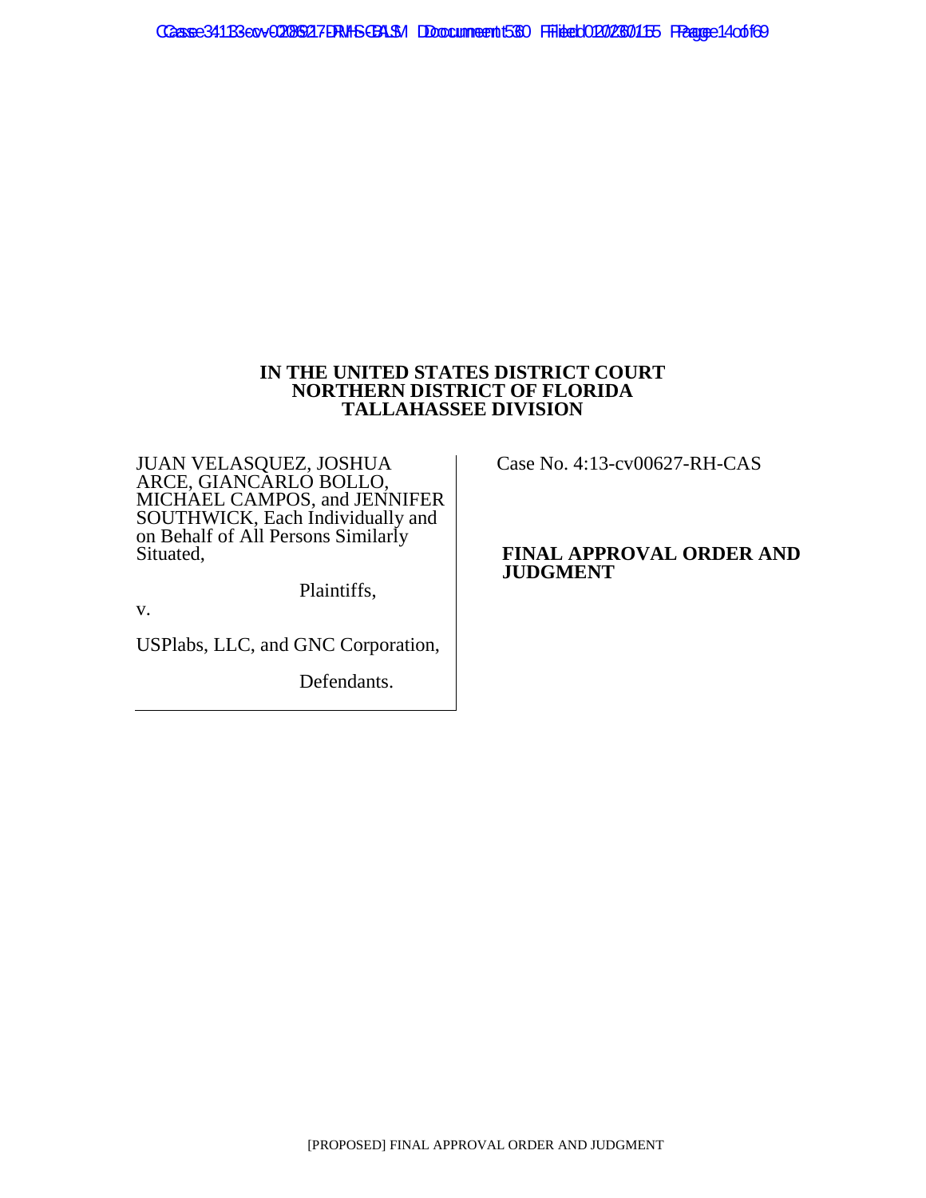**IN THE UNITED STATES DISTRICT COURT**
**NORTHERN DISTRICT OF FLORIDA**
**TALLAHASSEE DIVISION**

| | |
|---|---|
| JUAN VELASQUEZ, JOSHUA ARCE, GIANCARLO BOLLO, MICHAEL CAMPOS, and JENNIFER SOUTHWICK, Each Individually and on Behalf of All Persons Similarly Situated,<br><br>Plaintiffs,<br><br>v.<br><br>USPlabs, LLC, and GNC Corporation,<br><br>Defendants. | Case No. 4:13-cv00627-RH-CAS<br><br>**FINAL APPROVAL ORDER AND JUDGMENT** |

[PROPOSED] FINAL APPROVAL ORDER AND JUDGMENT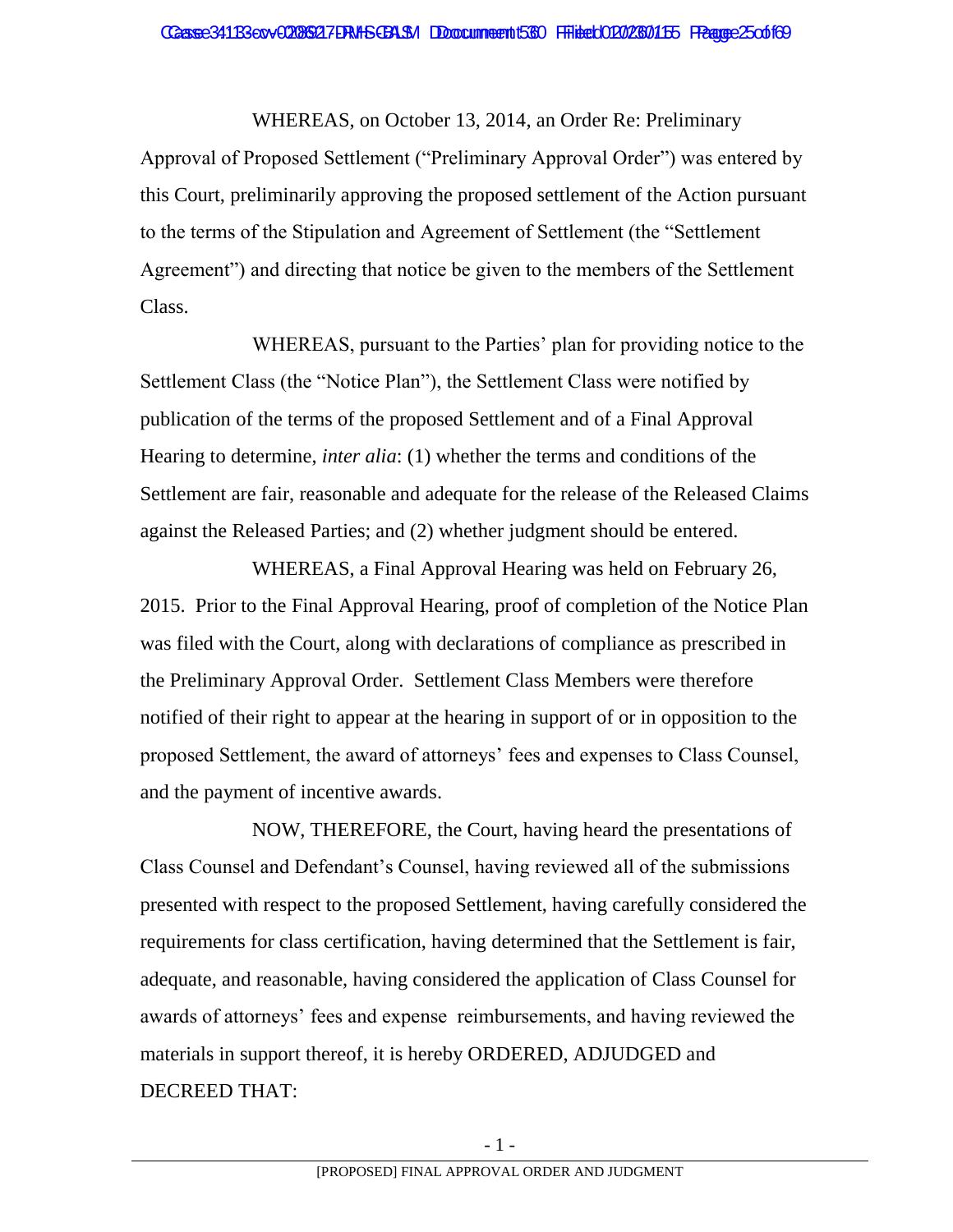WHEREAS, on October 13, 2014, an Order Re: Preliminary Approval of Proposed Settlement ("Preliminary Approval Order") was entered by this Court, preliminarily approving the proposed settlement of the Action pursuant to the terms of the Stipulation and Agreement of Settlement (the "Settlement Agreement") and directing that notice be given to the members of the Settlement Class.

WHEREAS, pursuant to the Parties' plan for providing notice to the Settlement Class (the "Notice Plan"), the Settlement Class were notified by publication of the terms of the proposed Settlement and of a Final Approval Hearing to determine, *inter alia*: (1) whether the terms and conditions of the Settlement are fair, reasonable and adequate for the release of the Released Claims against the Released Parties; and (2) whether judgment should be entered.

WHEREAS, a Final Approval Hearing was held on February 26, 2015. Prior to the Final Approval Hearing, proof of completion of the Notice Plan was filed with the Court, along with declarations of compliance as prescribed in the Preliminary Approval Order. Settlement Class Members were therefore notified of their right to appear at the hearing in support of or in opposition to the proposed Settlement, the award of attorneys' fees and expenses to Class Counsel, and the payment of incentive awards.

NOW, THEREFORE, the Court, having heard the presentations of Class Counsel and Defendant's Counsel, having reviewed all of the submissions presented with respect to the proposed Settlement, having carefully considered the requirements for class certification, having determined that the Settlement is fair, adequate, and reasonable, having considered the application of Class Counsel for awards of attorneys' fees and expense reimbursements, and having reviewed the materials in support thereof, it is hereby ORDERED, ADJUDGED and DECREED THAT: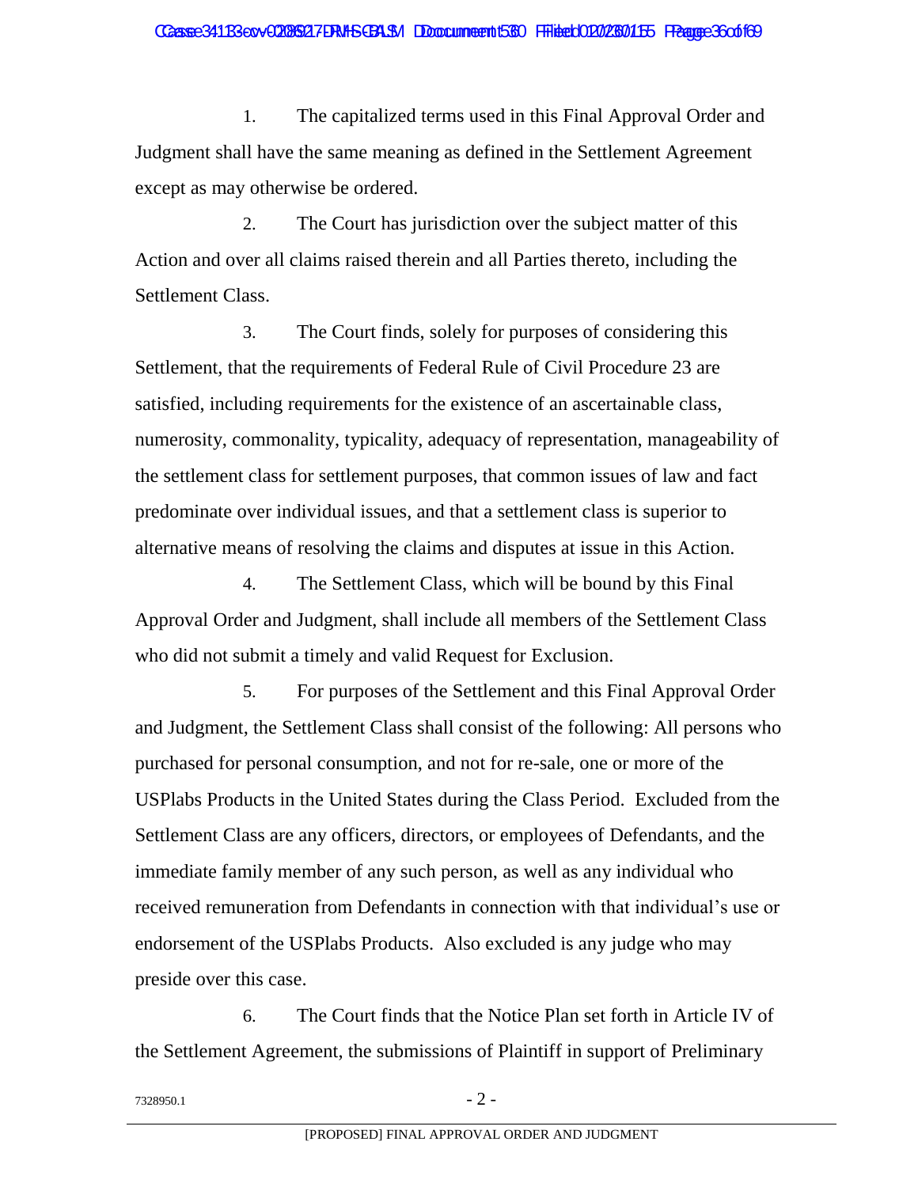1. The capitalized terms used in this Final Approval Order and Judgment shall have the same meaning as defined in the Settlement Agreement except as may otherwise be ordered.

2. The Court has jurisdiction over the subject matter of this Action and over all claims raised therein and all Parties thereto, including the Settlement Class.

3. The Court finds, solely for purposes of considering this Settlement, that the requirements of Federal Rule of Civil Procedure 23 are satisfied, including requirements for the existence of an ascertainable class, numerosity, commonality, typicality, adequacy of representation, manageability of the settlement class for settlement purposes, that common issues of law and fact predominate over individual issues, and that a settlement class is superior to alternative means of resolving the claims and disputes at issue in this Action.

4. The Settlement Class, which will be bound by this Final Approval Order and Judgment, shall include all members of the Settlement Class who did not submit a timely and valid Request for Exclusion.

5. For purposes of the Settlement and this Final Approval Order and Judgment, the Settlement Class shall consist of the following: All persons who purchased for personal consumption, and not for re-sale, one or more of the USPlabs Products in the United States during the Class Period. Excluded from the Settlement Class are any officers, directors, or employees of Defendants, and the immediate family member of any such person, as well as any individual who received remuneration from Defendants in connection with that individual's use or endorsement of the USPlabs Products. Also excluded is any judge who may preside over this case.

6. The Court finds that the Notice Plan set forth in Article IV of the Settlement Agreement, the submissions of Plaintiff in support of Preliminary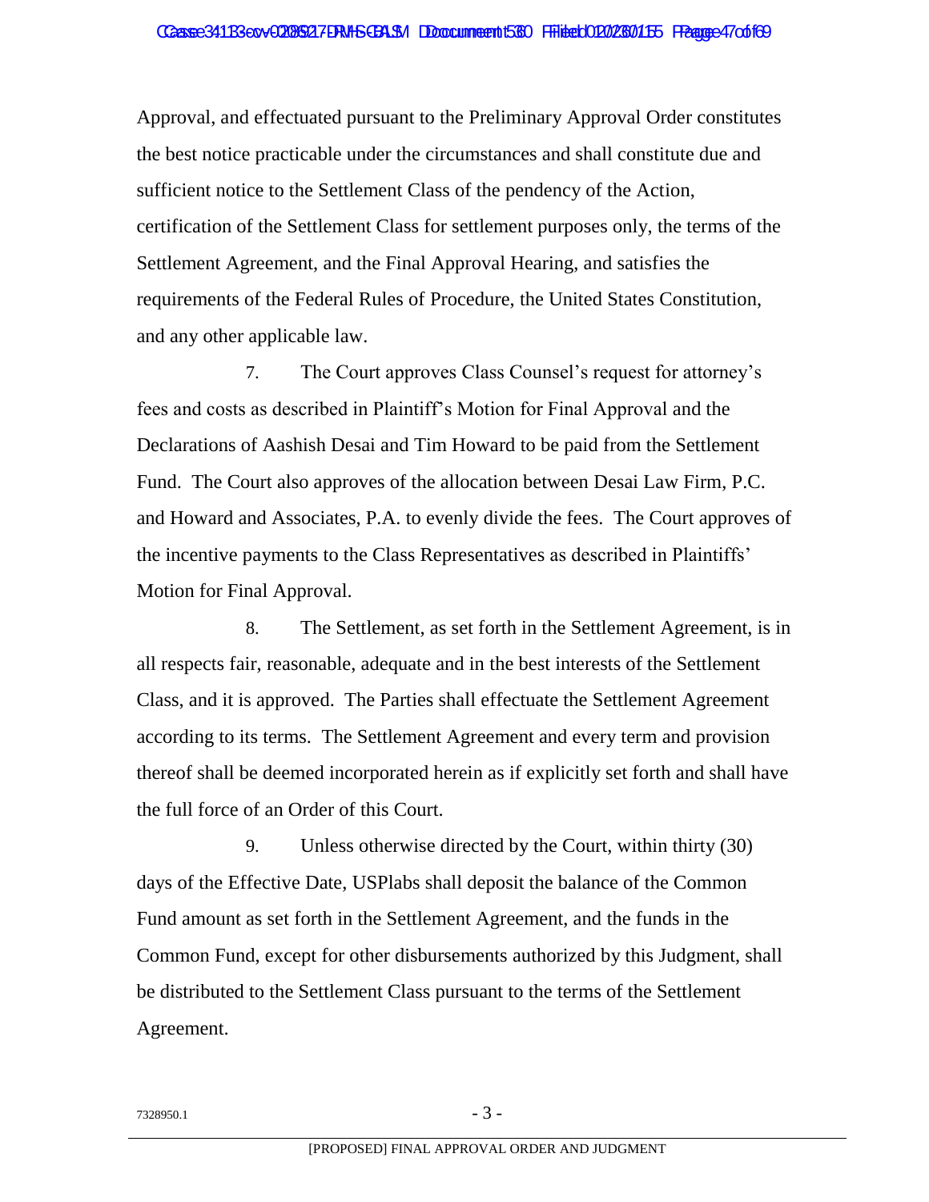Approval, and effectuated pursuant to the Preliminary Approval Order constitutes the best notice practicable under the circumstances and shall constitute due and sufficient notice to the Settlement Class of the pendency of the Action, certification of the Settlement Class for settlement purposes only, the terms of the Settlement Agreement, and the Final Approval Hearing, and satisfies the requirements of the Federal Rules of Procedure, the United States Constitution, and any other applicable law.

7. The Court approves Class Counsel's request for attorney's fees and costs as described in Plaintiff's Motion for Final Approval and the Declarations of Aashish Desai and Tim Howard to be paid from the Settlement Fund. The Court also approves of the allocation between Desai Law Firm, P.C. and Howard and Associates, P.A. to evenly divide the fees. The Court approves of the incentive payments to the Class Representatives as described in Plaintiffs' Motion for Final Approval.

8. The Settlement, as set forth in the Settlement Agreement, is in all respects fair, reasonable, adequate and in the best interests of the Settlement Class, and it is approved. The Parties shall effectuate the Settlement Agreement according to its terms. The Settlement Agreement and every term and provision thereof shall be deemed incorporated herein as if explicitly set forth and shall have the full force of an Order of this Court.

9. Unless otherwise directed by the Court, within thirty (30) days of the Effective Date, USPlabs shall deposit the balance of the Common Fund amount as set forth in the Settlement Agreement, and the funds in the Common Fund, except for other disbursements authorized by this Judgment, shall be distributed to the Settlement Class pursuant to the terms of the Settlement Agreement.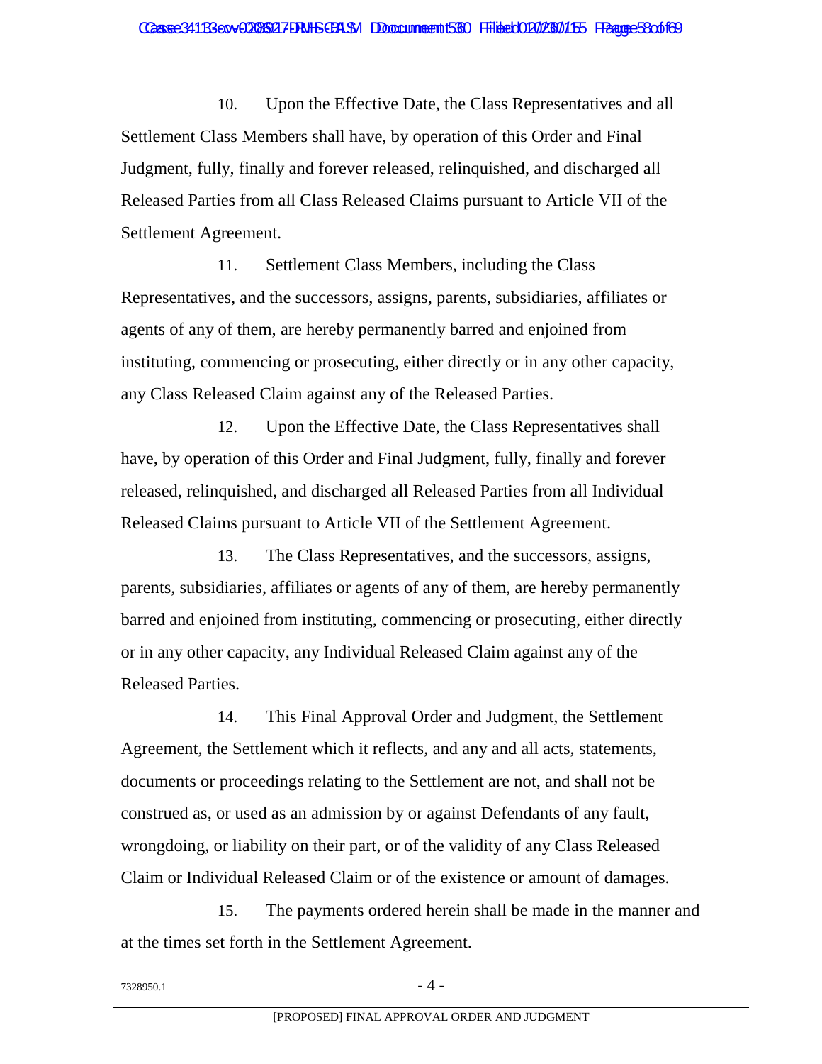10. Upon the Effective Date, the Class Representatives and all Settlement Class Members shall have, by operation of this Order and Final Judgment, fully, finally and forever released, relinquished, and discharged all Released Parties from all Class Released Claims pursuant to Article VII of the Settlement Agreement.

11. Settlement Class Members, including the Class Representatives, and the successors, assigns, parents, subsidiaries, affiliates or agents of any of them, are hereby permanently barred and enjoined from instituting, commencing or prosecuting, either directly or in any other capacity, any Class Released Claim against any of the Released Parties.

12. Upon the Effective Date, the Class Representatives shall have, by operation of this Order and Final Judgment, fully, finally and forever released, relinquished, and discharged all Released Parties from all Individual Released Claims pursuant to Article VII of the Settlement Agreement.

13. The Class Representatives, and the successors, assigns, parents, subsidiaries, affiliates or agents of any of them, are hereby permanently barred and enjoined from instituting, commencing or prosecuting, either directly or in any other capacity, any Individual Released Claim against any of the Released Parties.

14. This Final Approval Order and Judgment, the Settlement Agreement, the Settlement which it reflects, and any and all acts, statements, documents or proceedings relating to the Settlement are not, and shall not be construed as, or used as an admission by or against Defendants of any fault, wrongdoing, or liability on their part, or of the validity of any Class Released Claim or Individual Released Claim or of the existence or amount of damages.

15. The payments ordered herein shall be made in the manner and at the times set forth in the Settlement Agreement.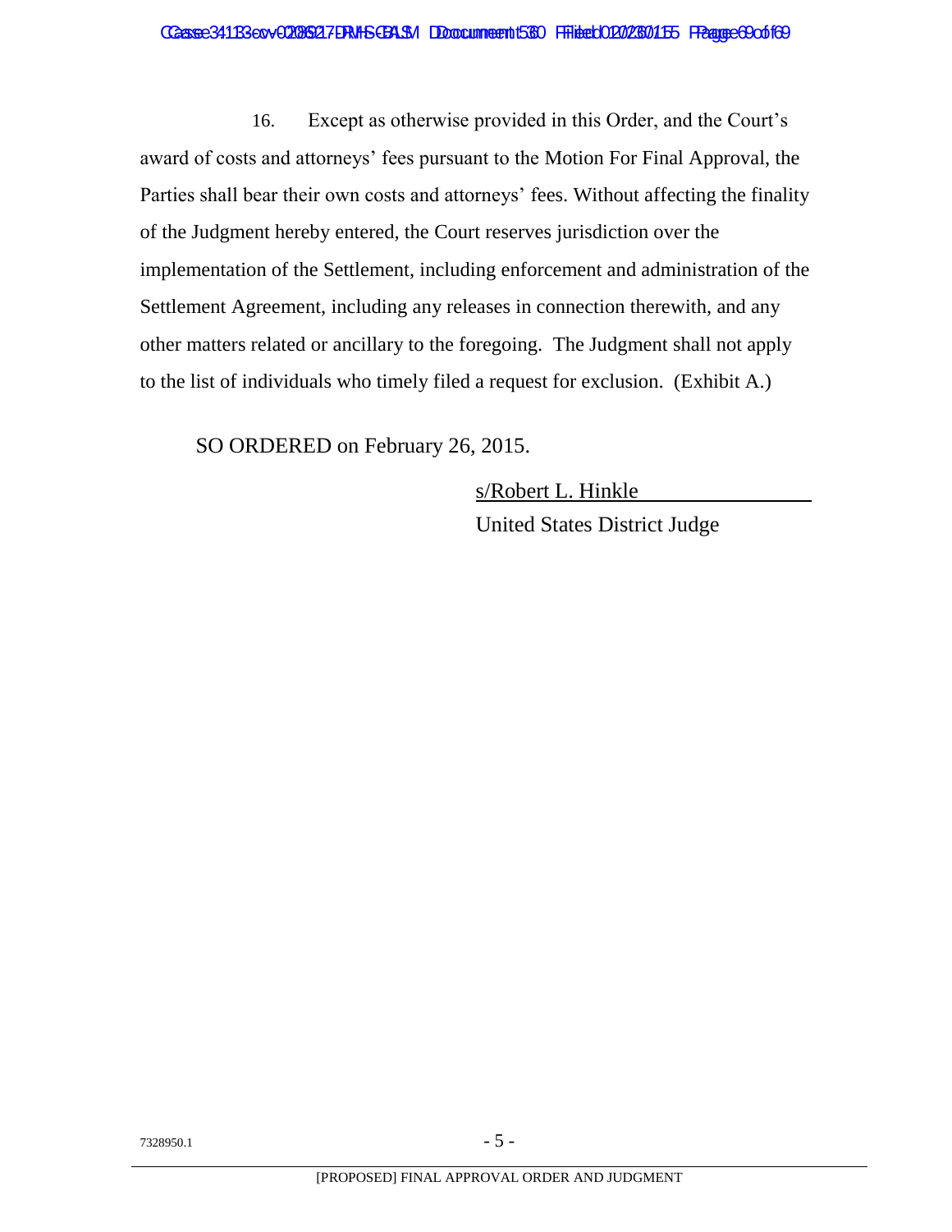16. Except as otherwise provided in this Order, and the Court's award of costs and attorneys' fees pursuant to the Motion For Final Approval, the Parties shall bear their own costs and attorneys' fees. Without affecting the finality of the Judgment hereby entered, the Court reserves jurisdiction over the implementation of the Settlement, including enforcement and administration of the Settlement Agreement, including any releases in connection therewith, and any other matters related or ancillary to the foregoing. The Judgment shall not apply to the list of individuals who timely filed a request for exclusion. (Exhibit A.)

SO ORDERED on February 26, 2015.

s/Robert L. Hinkle
United States District Judge